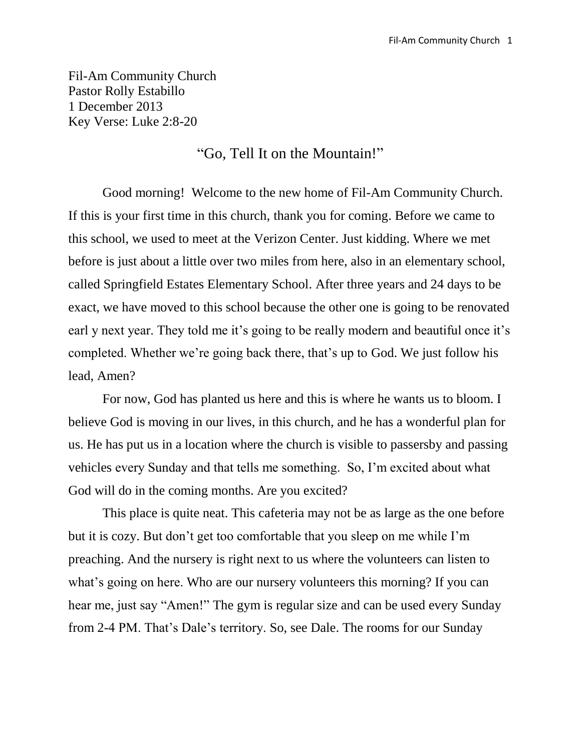Fil-Am Community Church
Pastor Rolly Estabillo
1 December 2013
Key Verse: Luke 2:8-20

# "Go, Tell It on the Mountain!"

Good morning! Welcome to the new home of Fil-Am Community Church. If this is your first time in this church, thank you for coming. Before we came to this school, we used to meet at the Verizon Center. Just kidding. Where we met before is just about a little over two miles from here, also in an elementary school, called Springfield Estates Elementary School. After three years and 24 days to be exact, we have moved to this school because the other one is going to be renovated earl y next year. They told me it's going to be really modern and beautiful once it's completed. Whether we're going back there, that's up to God. We just follow his lead, Amen?

For now, God has planted us here and this is where he wants us to bloom. I believe God is moving in our lives, in this church, and he has a wonderful plan for us. He has put us in a location where the church is visible to passersby and passing vehicles every Sunday and that tells me something. So, I'm excited about what God will do in the coming months. Are you excited?

This place is quite neat. This cafeteria may not be as large as the one before but it is cozy. But don't get too comfortable that you sleep on me while I'm preaching. And the nursery is right next to us where the volunteers can listen to what's going on here. Who are our nursery volunteers this morning? If you can hear me, just say "Amen!" The gym is regular size and can be used every Sunday from 2-4 PM. That's Dale's territory. So, see Dale. The rooms for our Sunday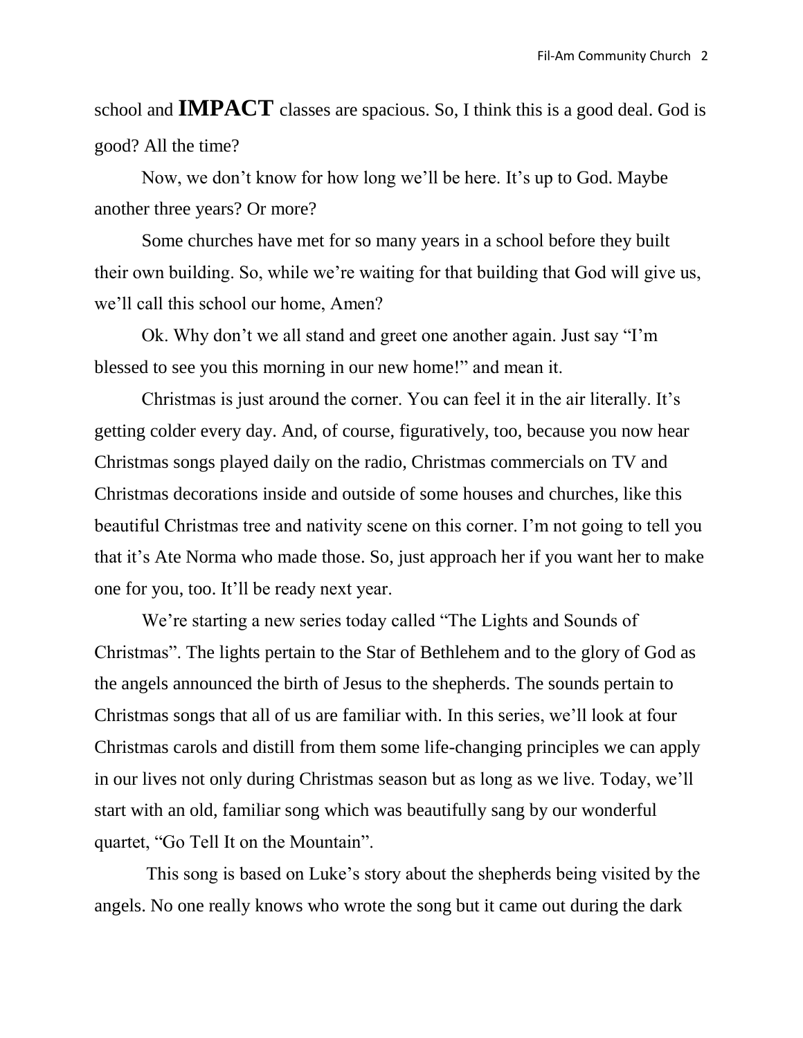school and **IMPACT** classes are spacious. So, I think this is a good deal. God is good? All the time?

Now, we don't know for how long we'll be here. It's up to God. Maybe another three years? Or more?

Some churches have met for so many years in a school before they built their own building. So, while we're waiting for that building that God will give us, we'll call this school our home, Amen?

Ok. Why don't we all stand and greet one another again. Just say "I'm blessed to see you this morning in our new home!" and mean it.

Christmas is just around the corner. You can feel it in the air literally. It's getting colder every day. And, of course, figuratively, too, because you now hear Christmas songs played daily on the radio, Christmas commercials on TV and Christmas decorations inside and outside of some houses and churches, like this beautiful Christmas tree and nativity scene on this corner. I'm not going to tell you that it's Ate Norma who made those. So, just approach her if you want her to make one for you, too. It'll be ready next year.

We're starting a new series today called "The Lights and Sounds of Christmas". The lights pertain to the Star of Bethlehem and to the glory of God as the angels announced the birth of Jesus to the shepherds. The sounds pertain to Christmas songs that all of us are familiar with. In this series, we'll look at four Christmas carols and distill from them some life-changing principles we can apply in our lives not only during Christmas season but as long as we live. Today, we'll start with an old, familiar song which was beautifully sang by our wonderful quartet, "Go Tell It on the Mountain".

This song is based on Luke's story about the shepherds being visited by the angels. No one really knows who wrote the song but it came out during the dark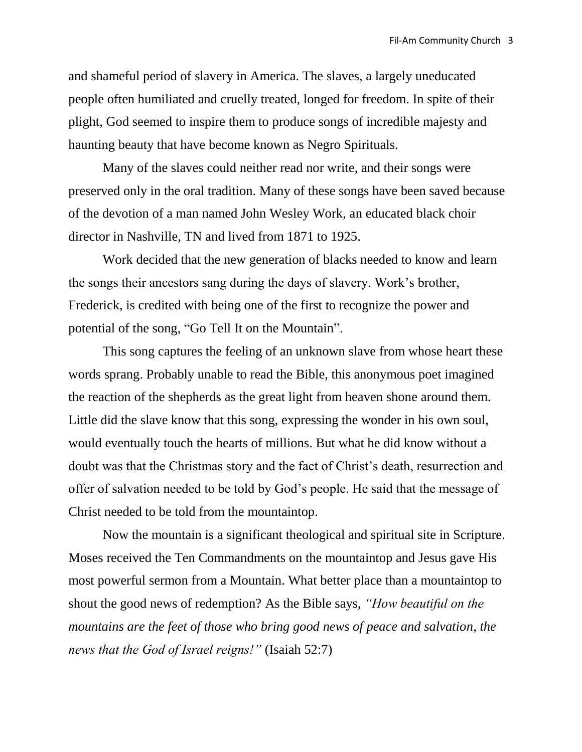and shameful period of slavery in America. The slaves, a largely uneducated people often humiliated and cruelly treated, longed for freedom. In spite of their plight, God seemed to inspire them to produce songs of incredible majesty and haunting beauty that have become known as Negro Spirituals.

Many of the slaves could neither read nor write, and their songs were preserved only in the oral tradition. Many of these songs have been saved because of the devotion of a man named John Wesley Work, an educated black choir director in Nashville, TN and lived from 1871 to 1925.

Work decided that the new generation of blacks needed to know and learn the songs their ancestors sang during the days of slavery. Work's brother, Frederick, is credited with being one of the first to recognize the power and potential of the song, "Go Tell It on the Mountain".

This song captures the feeling of an unknown slave from whose heart these words sprang. Probably unable to read the Bible, this anonymous poet imagined the reaction of the shepherds as the great light from heaven shone around them. Little did the slave know that this song, expressing the wonder in his own soul, would eventually touch the hearts of millions. But what he did know without a doubt was that the Christmas story and the fact of Christ's death, resurrection and offer of salvation needed to be told by God's people. He said that the message of Christ needed to be told from the mountaintop.

Now the mountain is a significant theological and spiritual site in Scripture. Moses received the Ten Commandments on the mountaintop and Jesus gave His most powerful sermon from a Mountain. What better place than a mountaintop to shout the good news of redemption? As the Bible says, *"How beautiful on the mountains are the feet of those who bring good news of peace and salvation, the news that the God of Israel reigns!"* (Isaiah 52:7)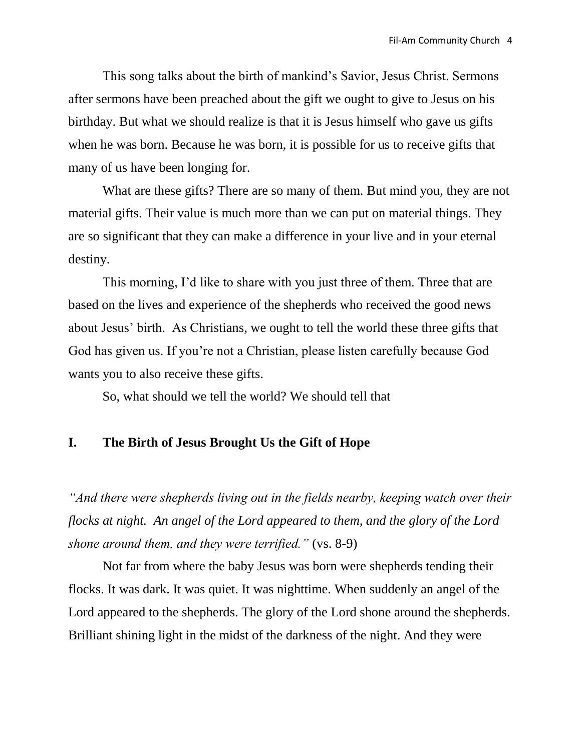This song talks about the birth of mankind's Savior, Jesus Christ. Sermons after sermons have been preached about the gift we ought to give to Jesus on his birthday. But what we should realize is that it is Jesus himself who gave us gifts when he was born. Because he was born, it is possible for us to receive gifts that many of us have been longing for.

What are these gifts? There are so many of them. But mind you, they are not material gifts. Their value is much more than we can put on material things. They are so significant that they can make a difference in your live and in your eternal destiny.

This morning, I'd like to share with you just three of them. Three that are based on the lives and experience of the shepherds who received the good news about Jesus' birth. As Christians, we ought to tell the world these three gifts that God has given us. If you're not a Christian, please listen carefully because God wants you to also receive these gifts.

So, what should we tell the world? We should tell that

## I. The Birth of Jesus Brought Us the Gift of Hope

*"And there were shepherds living out in the fields nearby, keeping watch over their flocks at night. An angel of the Lord appeared to them, and the glory of the Lord shone around them, and they were terrified."* (vs. 8-9)

Not far from where the baby Jesus was born were shepherds tending their flocks. It was dark. It was quiet. It was nighttime. When suddenly an angel of the Lord appeared to the shepherds. The glory of the Lord shone around the shepherds. Brilliant shining light in the midst of the darkness of the night. And they were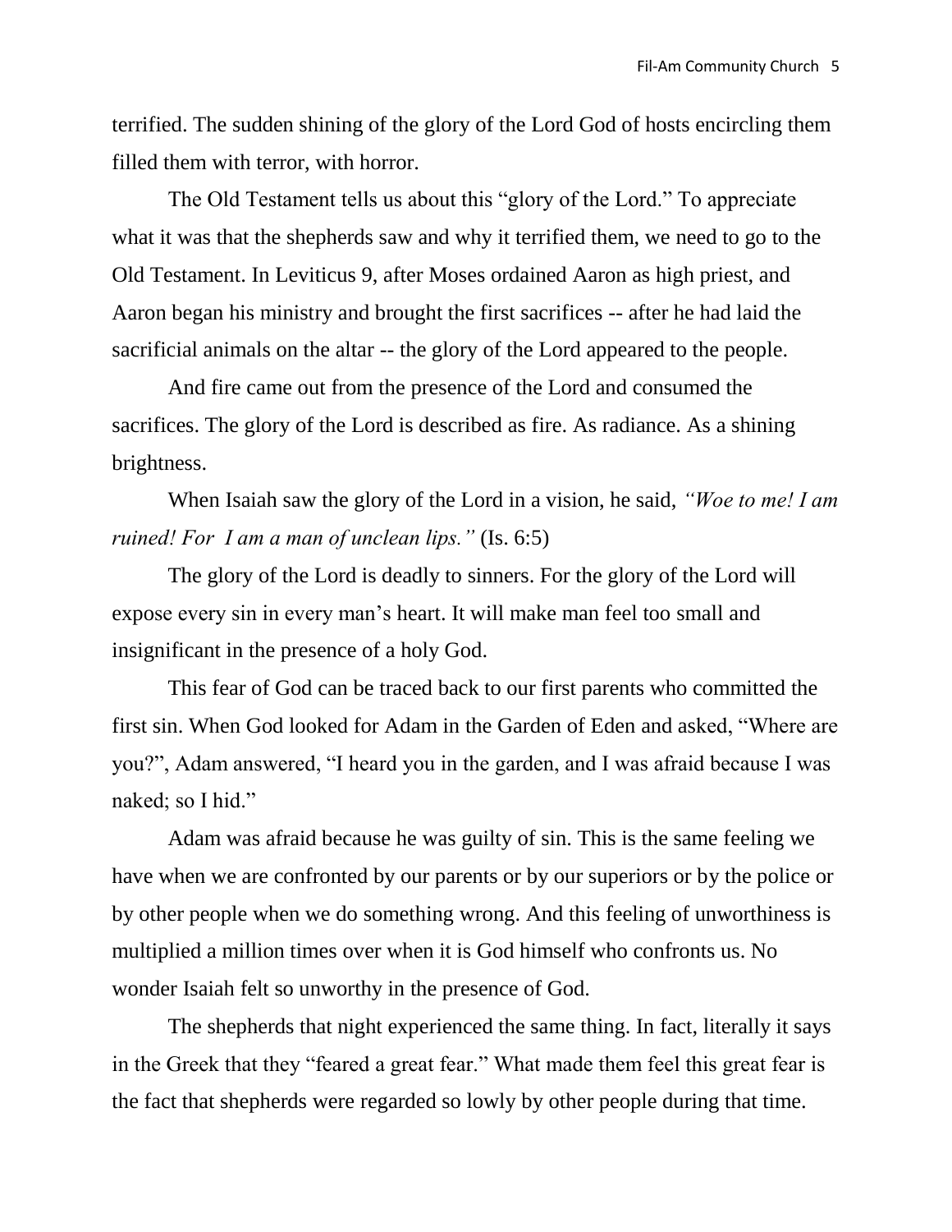terrified. The sudden shining of the glory of the Lord God of hosts encircling them filled them with terror, with horror.

The Old Testament tells us about this "glory of the Lord." To appreciate what it was that the shepherds saw and why it terrified them, we need to go to the Old Testament. In Leviticus 9, after Moses ordained Aaron as high priest, and Aaron began his ministry and brought the first sacrifices -- after he had laid the sacrificial animals on the altar -- the glory of the Lord appeared to the people.

And fire came out from the presence of the Lord and consumed the sacrifices. The glory of the Lord is described as fire. As radiance. As a shining brightness.

When Isaiah saw the glory of the Lord in a vision, he said, *"Woe to me! I am ruined! For I am a man of unclean lips."* (Is. 6:5)

The glory of the Lord is deadly to sinners. For the glory of the Lord will expose every sin in every man's heart. It will make man feel too small and insignificant in the presence of a holy God.

This fear of God can be traced back to our first parents who committed the first sin. When God looked for Adam in the Garden of Eden and asked, "Where are you?", Adam answered, "I heard you in the garden, and I was afraid because I was naked; so I hid."

Adam was afraid because he was guilty of sin. This is the same feeling we have when we are confronted by our parents or by our superiors or by the police or by other people when we do something wrong. And this feeling of unworthiness is multiplied a million times over when it is God himself who confronts us. No wonder Isaiah felt so unworthy in the presence of God.

The shepherds that night experienced the same thing. In fact, literally it says in the Greek that they "feared a great fear." What made them feel this great fear is the fact that shepherds were regarded so lowly by other people during that time.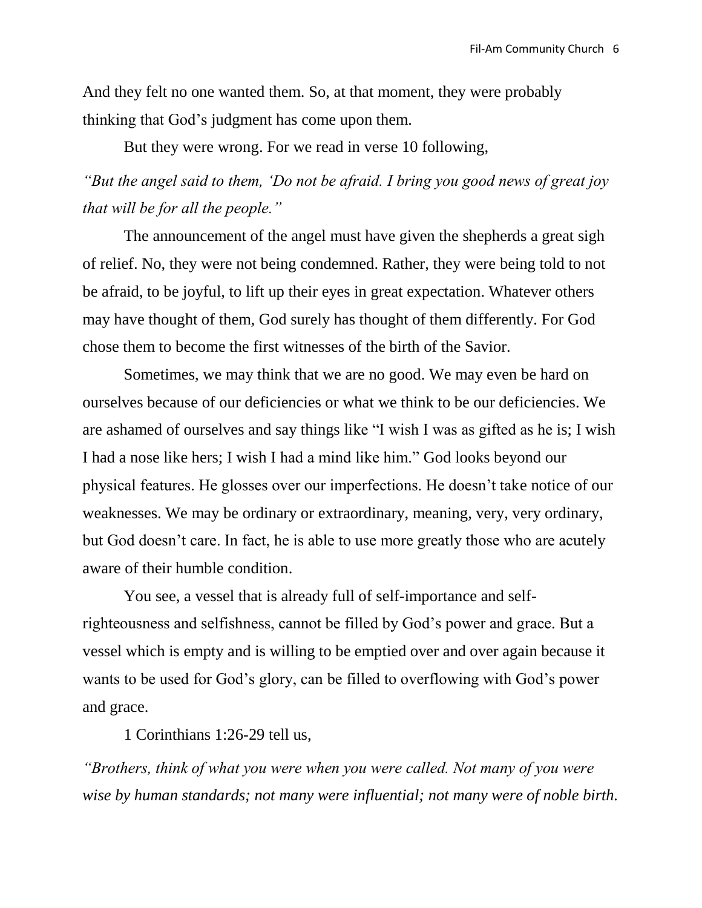And they felt no one wanted them. So, at that moment, they were probably thinking that God's judgment has come upon them.

But they were wrong. For we read in verse 10 following,

*"But the angel said to them, 'Do not be afraid. I bring you good news of great joy that will be for all the people."*

The announcement of the angel must have given the shepherds a great sigh of relief. No, they were not being condemned. Rather, they were being told to not be afraid, to be joyful, to lift up their eyes in great expectation. Whatever others may have thought of them, God surely has thought of them differently. For God chose them to become the first witnesses of the birth of the Savior.

Sometimes, we may think that we are no good. We may even be hard on ourselves because of our deficiencies or what we think to be our deficiencies. We are ashamed of ourselves and say things like "I wish I was as gifted as he is; I wish I had a nose like hers; I wish I had a mind like him." God looks beyond our physical features. He glosses over our imperfections. He doesn't take notice of our weaknesses. We may be ordinary or extraordinary, meaning, very, very ordinary, but God doesn't care. In fact, he is able to use more greatly those who are acutely aware of their humble condition.

You see, a vessel that is already full of self-importance and self-righteousness and selfishness, cannot be filled by God's power and grace. But a vessel which is empty and is willing to be emptied over and over again because it wants to be used for God's glory, can be filled to overflowing with God's power and grace.

1 Corinthians 1:26-29 tell us,

*"Brothers, think of what you were when you were called. Not many of you were wise by human standards; not many were influential; not many were of noble birth.*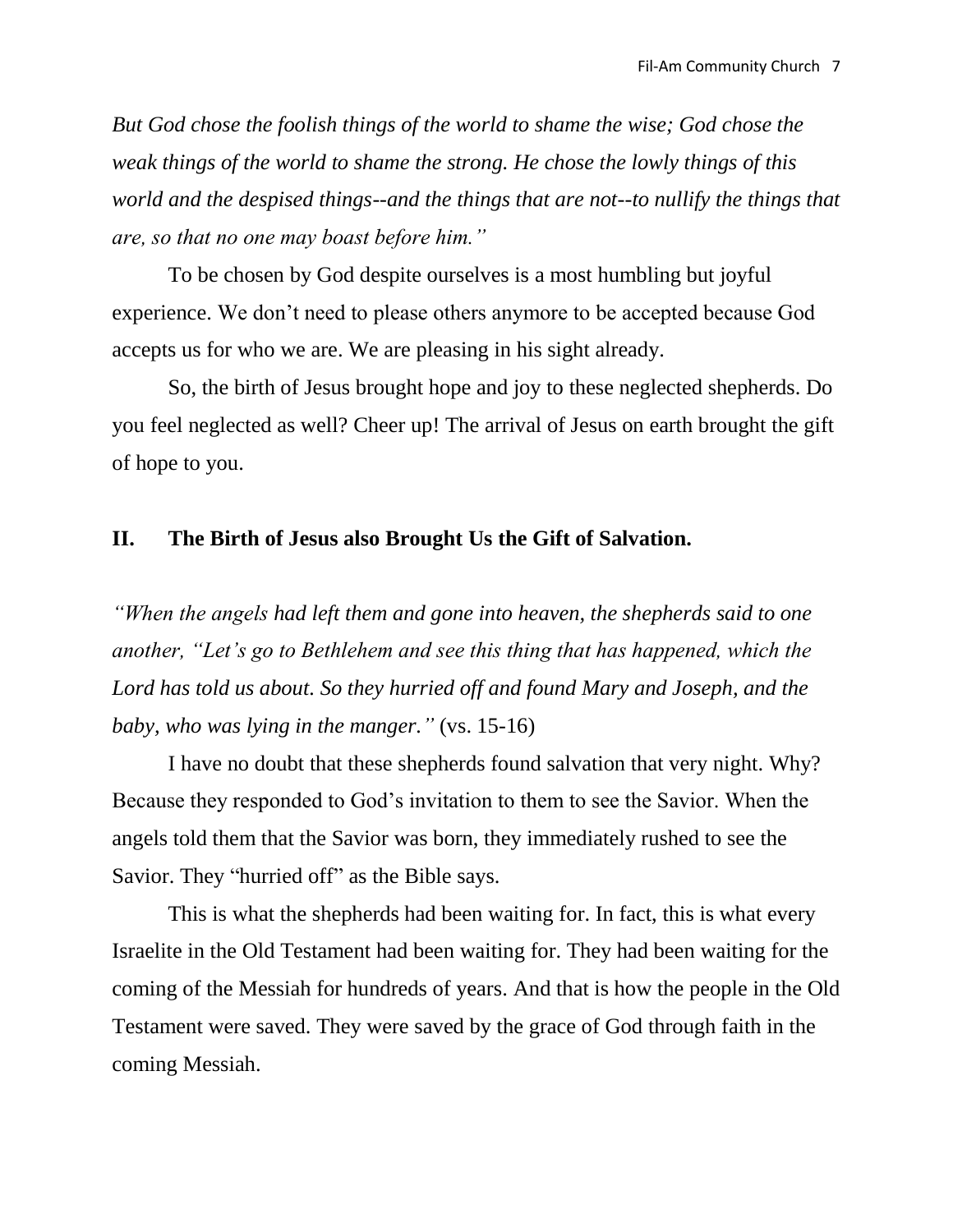*But God chose the foolish things of the world to shame the wise; God chose the weak things of the world to shame the strong. He chose the lowly things of this world and the despised things--and the things that are not--to nullify the things that are, so that no one may boast before him."*

To be chosen by God despite ourselves is a most humbling but joyful experience. We don't need to please others anymore to be accepted because God accepts us for who we are. We are pleasing in his sight already.

So, the birth of Jesus brought hope and joy to these neglected shepherds. Do you feel neglected as well? Cheer up! The arrival of Jesus on earth brought the gift of hope to you.

## II. The Birth of Jesus also Brought Us the Gift of Salvation.

*"When the angels had left them and gone into heaven, the shepherds said to one another, "Let's go to Bethlehem and see this thing that has happened, which the Lord has told us about. So they hurried off and found Mary and Joseph, and the baby, who was lying in the manger."* (vs. 15-16)

I have no doubt that these shepherds found salvation that very night. Why? Because they responded to God's invitation to them to see the Savior. When the angels told them that the Savior was born, they immediately rushed to see the Savior. They "hurried off" as the Bible says.

This is what the shepherds had been waiting for. In fact, this is what every Israelite in the Old Testament had been waiting for. They had been waiting for the coming of the Messiah for hundreds of years. And that is how the people in the Old Testament were saved. They were saved by the grace of God through faith in the coming Messiah.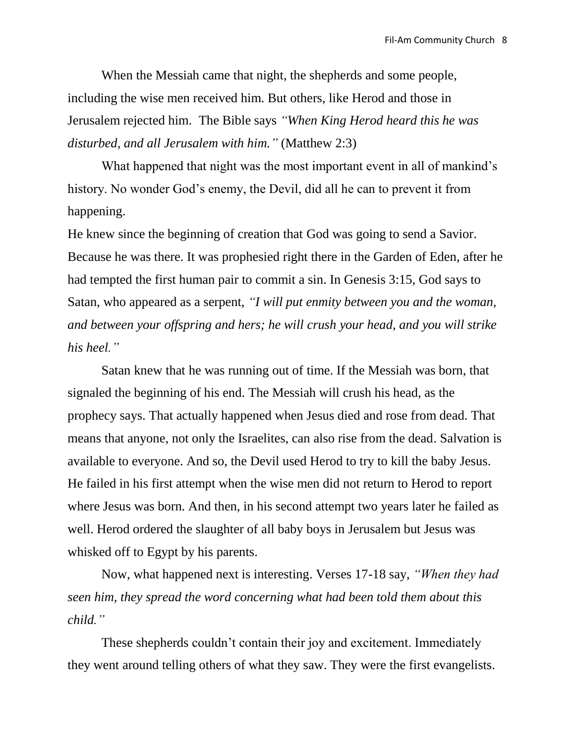When the Messiah came that night, the shepherds and some people, including the wise men received him. But others, like Herod and those in Jerusalem rejected him. The Bible says *"When King Herod heard this he was disturbed, and all Jerusalem with him."* (Matthew 2:3)

What happened that night was the most important event in all of mankind's history. No wonder God's enemy, the Devil, did all he can to prevent it from happening.

He knew since the beginning of creation that God was going to send a Savior. Because he was there. It was prophesied right there in the Garden of Eden, after he had tempted the first human pair to commit a sin. In Genesis 3:15, God says to Satan, who appeared as a serpent, *"I will put enmity between you and the woman, and between your offspring and hers; he will crush your head, and you will strike his heel."*

Satan knew that he was running out of time. If the Messiah was born, that signaled the beginning of his end. The Messiah will crush his head, as the prophecy says. That actually happened when Jesus died and rose from dead. That means that anyone, not only the Israelites, can also rise from the dead. Salvation is available to everyone. And so, the Devil used Herod to try to kill the baby Jesus. He failed in his first attempt when the wise men did not return to Herod to report where Jesus was born. And then, in his second attempt two years later he failed as well. Herod ordered the slaughter of all baby boys in Jerusalem but Jesus was whisked off to Egypt by his parents.

Now, what happened next is interesting. Verses 17-18 say, *"When they had seen him, they spread the word concerning what had been told them about this child."*

These shepherds couldn't contain their joy and excitement. Immediately they went around telling others of what they saw. They were the first evangelists.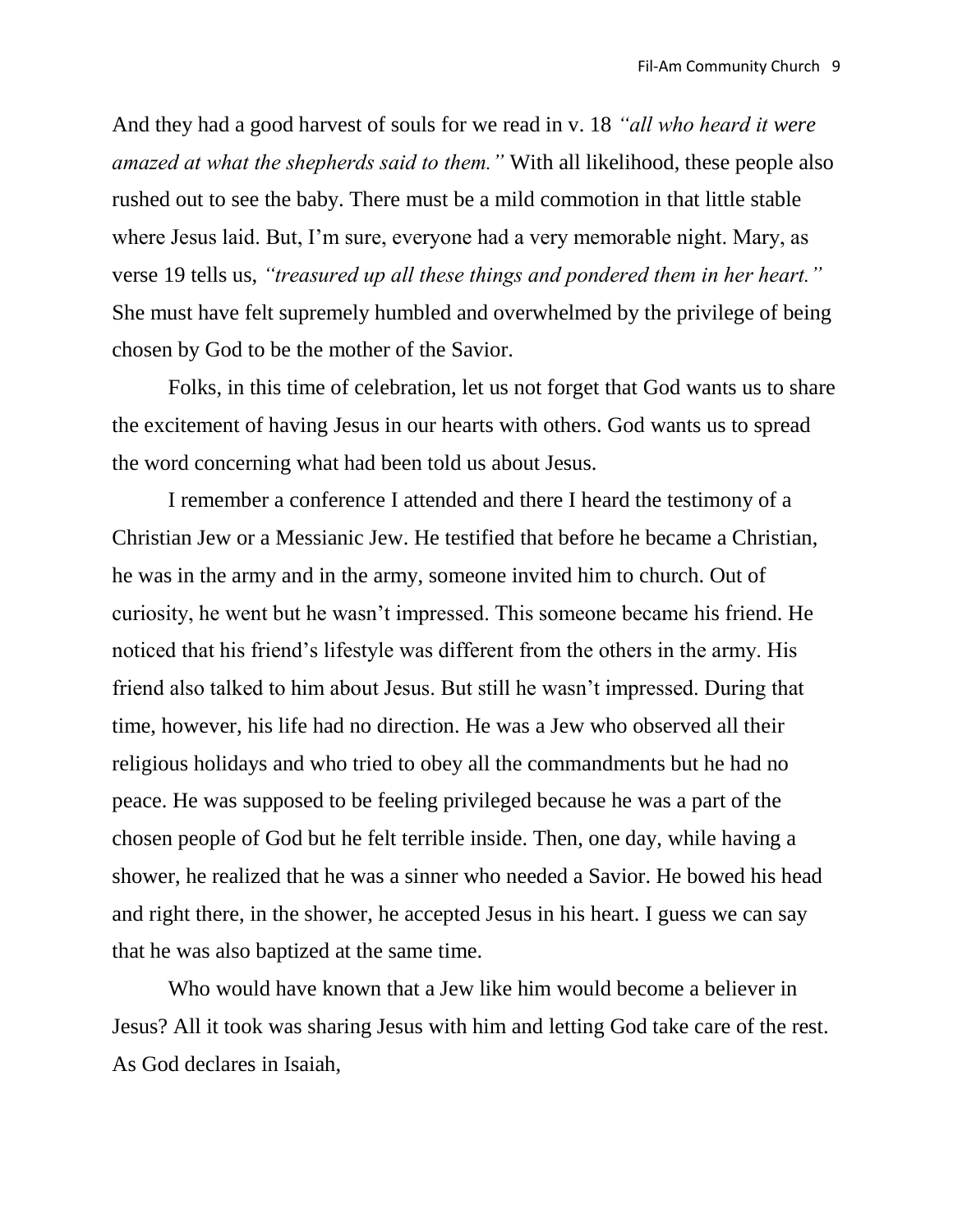And they had a good harvest of souls for we read in v. 18 *"all who heard it were amazed at what the shepherds said to them."* With all likelihood, these people also rushed out to see the baby. There must be a mild commotion in that little stable where Jesus laid. But, I'm sure, everyone had a very memorable night. Mary, as verse 19 tells us, *"treasured up all these things and pondered them in her heart."* She must have felt supremely humbled and overwhelmed by the privilege of being chosen by God to be the mother of the Savior.

Folks, in this time of celebration, let us not forget that God wants us to share the excitement of having Jesus in our hearts with others. God wants us to spread the word concerning what had been told us about Jesus.

I remember a conference I attended and there I heard the testimony of a Christian Jew or a Messianic Jew. He testified that before he became a Christian, he was in the army and in the army, someone invited him to church. Out of curiosity, he went but he wasn't impressed. This someone became his friend. He noticed that his friend's lifestyle was different from the others in the army. His friend also talked to him about Jesus. But still he wasn't impressed. During that time, however, his life had no direction. He was a Jew who observed all their religious holidays and who tried to obey all the commandments but he had no peace. He was supposed to be feeling privileged because he was a part of the chosen people of God but he felt terrible inside. Then, one day, while having a shower, he realized that he was a sinner who needed a Savior. He bowed his head and right there, in the shower, he accepted Jesus in his heart. I guess we can say that he was also baptized at the same time.

Who would have known that a Jew like him would become a believer in Jesus? All it took was sharing Jesus with him and letting God take care of the rest. As God declares in Isaiah,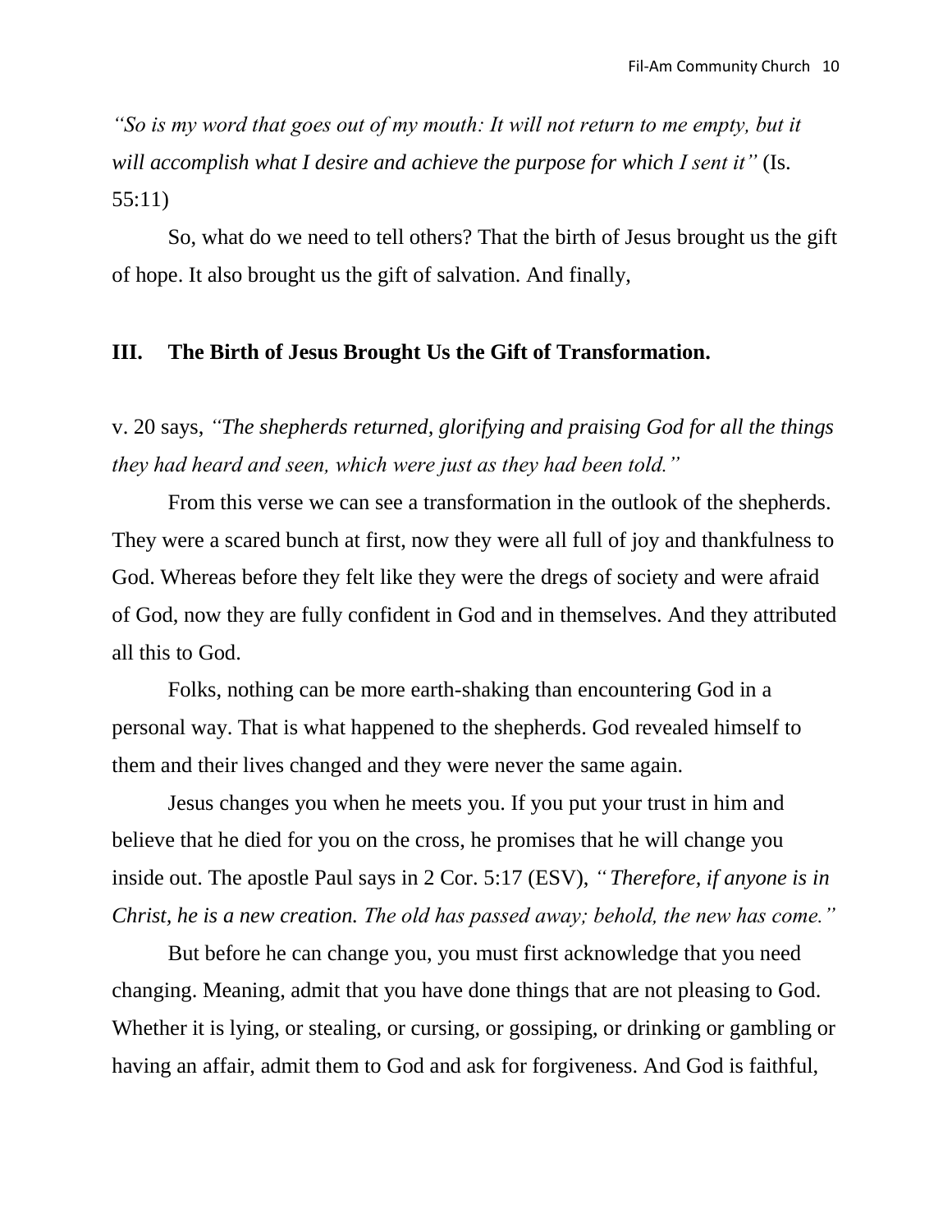*"So is my word that goes out of my mouth: It will not return to me empty, but it will accomplish what I desire and achieve the purpose for which I sent it"* (Is. 55:11)

So, what do we need to tell others? That the birth of Jesus brought us the gift of hope. It also brought us the gift of salvation. And finally,

## III. The Birth of Jesus Brought Us the Gift of Transformation.

v. 20 says, *"The shepherds returned, glorifying and praising God for all the things they had heard and seen, which were just as they had been told."*

From this verse we can see a transformation in the outlook of the shepherds. They were a scared bunch at first, now they were all full of joy and thankfulness to God. Whereas before they felt like they were the dregs of society and were afraid of God, now they are fully confident in God and in themselves. And they attributed all this to God.

Folks, nothing can be more earth-shaking than encountering God in a personal way. That is what happened to the shepherds. God revealed himself to them and their lives changed and they were never the same again.

Jesus changes you when he meets you. If you put your trust in him and believe that he died for you on the cross, he promises that he will change you inside out. The apostle Paul says in 2 Cor. 5:17 (ESV), *"Therefore, if anyone is in Christ, he is a new creation. The old has passed away; behold, the new has come."*

But before he can change you, you must first acknowledge that you need changing. Meaning, admit that you have done things that are not pleasing to God. Whether it is lying, or stealing, or cursing, or gossiping, or drinking or gambling or having an affair, admit them to God and ask for forgiveness. And God is faithful,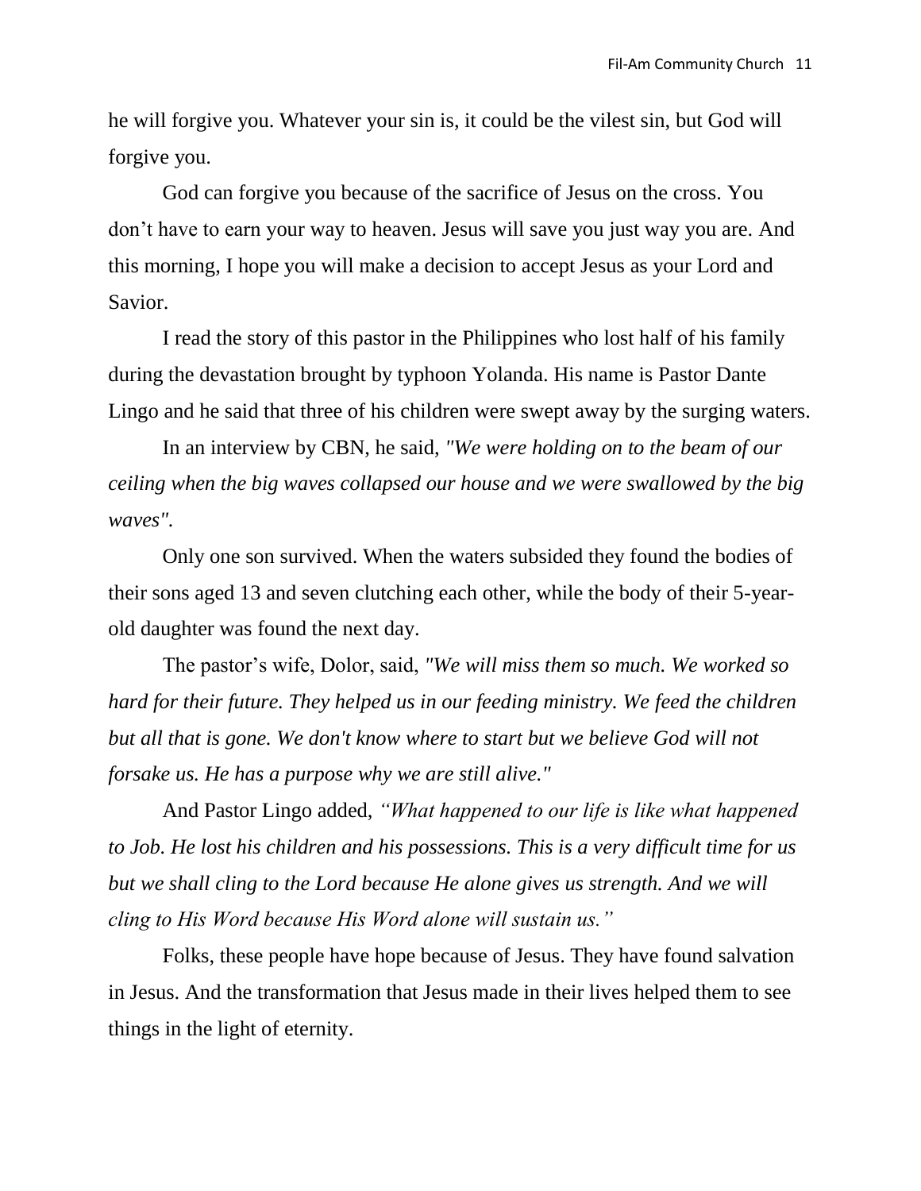he will forgive you. Whatever your sin is, it could be the vilest sin, but God will forgive you.

God can forgive you because of the sacrifice of Jesus on the cross. You don't have to earn your way to heaven. Jesus will save you just way you are. And this morning, I hope you will make a decision to accept Jesus as your Lord and Savior.

I read the story of this pastor in the Philippines who lost half of his family during the devastation brought by typhoon Yolanda. His name is Pastor Dante Lingo and he said that three of his children were swept away by the surging waters.

In an interview by CBN, he said, *"We were holding on to the beam of our ceiling when the big waves collapsed our house and we were swallowed by the big waves".*

Only one son survived. When the waters subsided they found the bodies of their sons aged 13 and seven clutching each other, while the body of their 5-year-old daughter was found the next day.

The pastor's wife, Dolor, said, *"We will miss them so much. We worked so hard for their future. They helped us in our feeding ministry. We feed the children but all that is gone. We don't know where to start but we believe God will not forsake us. He has a purpose why we are still alive."*

And Pastor Lingo added, *"What happened to our life is like what happened to Job. He lost his children and his possessions. This is a very difficult time for us but we shall cling to the Lord because He alone gives us strength. And we will cling to His Word because His Word alone will sustain us."*

Folks, these people have hope because of Jesus. They have found salvation in Jesus. And the transformation that Jesus made in their lives helped them to see things in the light of eternity.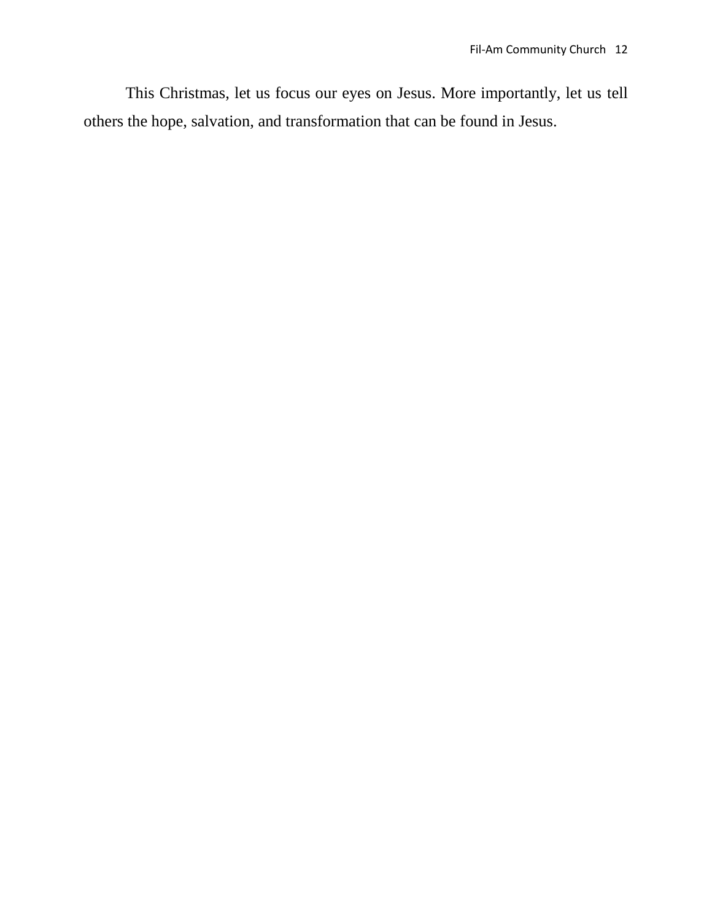This Christmas, let us focus our eyes on Jesus. More importantly, let us tell others the hope, salvation, and transformation that can be found in Jesus.